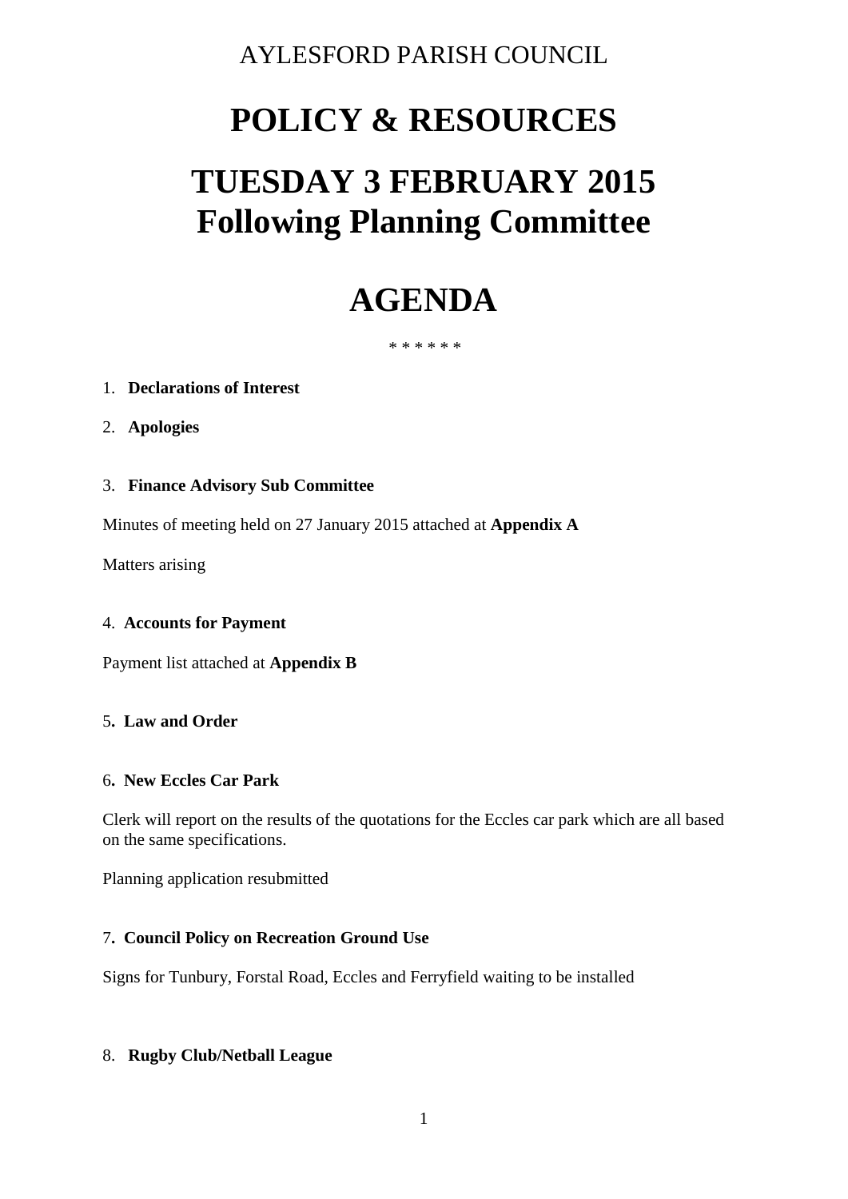AYLESFORD PARISH COUNCIL

# POLICY & RESOURCES

# TUESDAY 3 FEBRUARY 2015
# Following Planning Committee

# AGENDA

* * * * * *

1. **Declarations of Interest**

2. **Apologies**

3. **Finance Advisory Sub Committee**

Minutes of meeting held on 27 January 2015 attached at **Appendix A**

Matters arising

4. **Accounts for Payment**

Payment list attached at **Appendix B**

5. **Law and Order**

6. **New Eccles Car Park**

Clerk will report on the results of the quotations for the Eccles car park which are all based on the same specifications.

Planning application resubmitted

7. **Council Policy on Recreation Ground Use**

Signs for Tunbury, Forstal Road, Eccles and Ferryfield waiting to be installed

8. **Rugby Club/Netball League**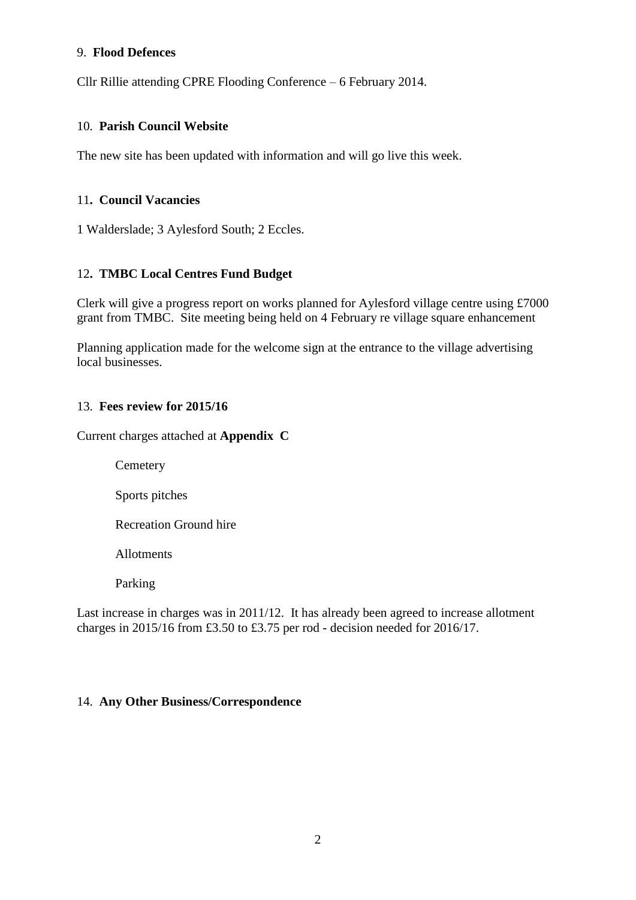9. **Flood Defences**

Cllr Rillie attending CPRE Flooding Conference – 6 February 2014.

10. **Parish Council Website**

The new site has been updated with information and will go live this week.

11**. Council Vacancies**

1 Walderslade; 3 Aylesford South; 2 Eccles.

12**. TMBC Local Centres Fund Budget**

Clerk will give a progress report on works planned for Aylesford village centre using £7000 grant from TMBC. Site meeting being held on 4 February re village square enhancement

Planning application made for the welcome sign at the entrance to the village advertising local businesses.

13. **Fees review for 2015/16**

Current charges attached at **Appendix C**

- Cemetery
- Sports pitches
- Recreation Ground hire
- Allotments
- Parking

Last increase in charges was in 2011/12. It has already been agreed to increase allotment charges in 2015/16 from £3.50 to £3.75 per rod - decision needed for 2016/17.

14. **Any Other Business/Correspondence**